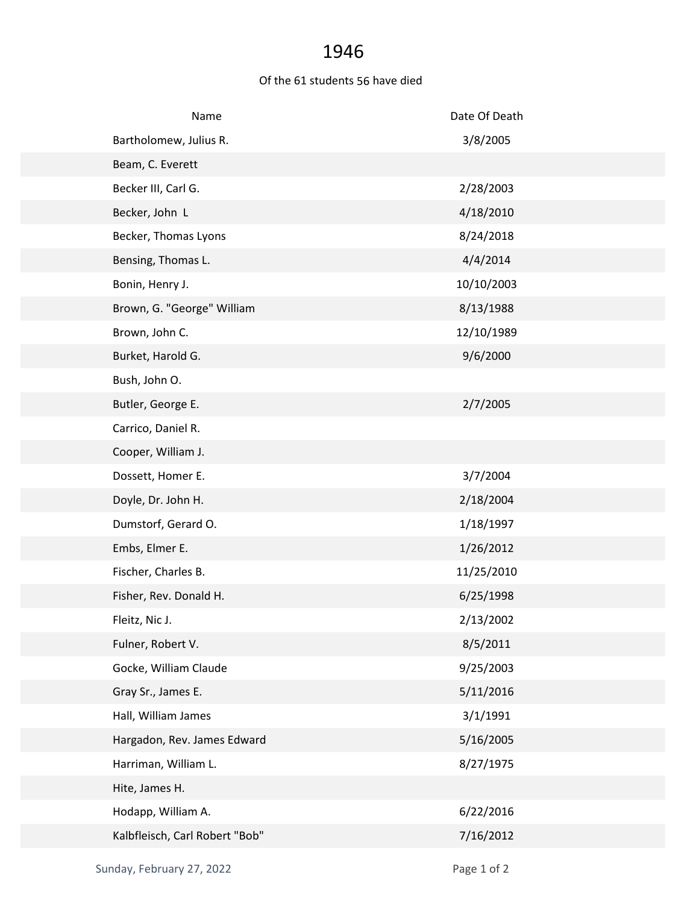# 1946

Of the 61 students 56 have died

| Name | Date Of Death |
| --- | --- |
| Bartholomew, Julius R. | 3/8/2005 |
| Beam, C. Everett | |
| Becker III, Carl G. | 2/28/2003 |
| Becker, John L | 4/18/2010 |
| Becker, Thomas Lyons | 8/24/2018 |
| Bensing, Thomas L. | 4/4/2014 |
| Bonin, Henry J. | 10/10/2003 |
| Brown, G. "George" William | 8/13/1988 |
| Brown, John C. | 12/10/1989 |
| Burket, Harold G. | 9/6/2000 |
| Bush, John O. | |
| Butler, George E. | 2/7/2005 |
| Carrico, Daniel R. | |
| Cooper, William J. | |
| Dossett, Homer E. | 3/7/2004 |
| Doyle, Dr. John H. | 2/18/2004 |
| Dumstorf, Gerard O. | 1/18/1997 |
| Embs, Elmer E. | 1/26/2012 |
| Fischer, Charles B. | 11/25/2010 |
| Fisher, Rev. Donald H. | 6/25/1998 |
| Fleitz, Nic J. | 2/13/2002 |
| Fulner, Robert V. | 8/5/2011 |
| Gocke, William Claude | 9/25/2003 |
| Gray Sr., James E. | 5/11/2016 |
| Hall, William James | 3/1/1991 |
| Hargadon, Rev. James Edward | 5/16/2005 |
| Harriman, William L. | 8/27/1975 |
| Hite, James H. | |
| Hodapp, William A. | 6/22/2016 |
| Kalbfleisch, Carl Robert "Bob" | 7/16/2012 |

Sunday, February 27, 2022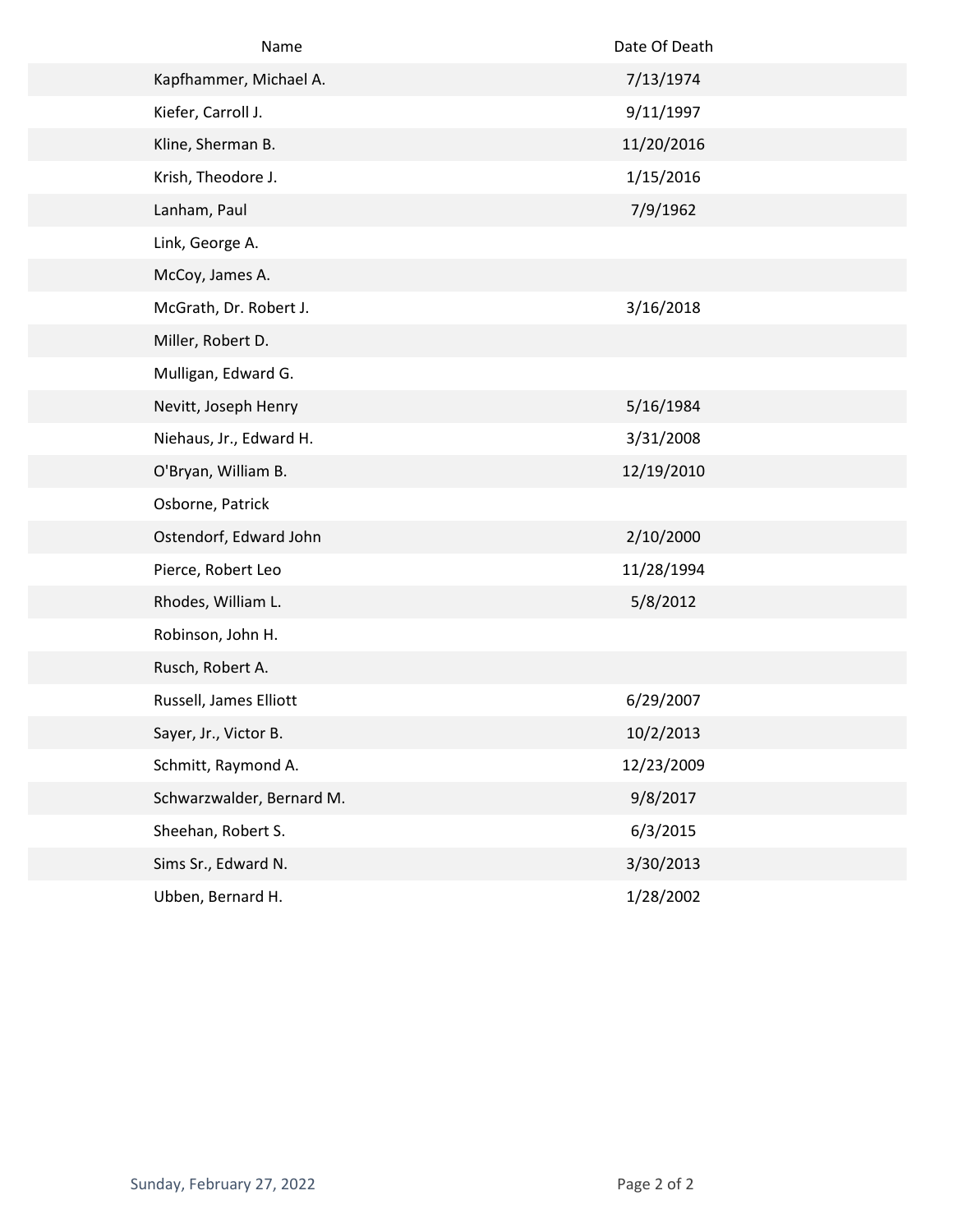| Name | Date Of Death |
| --- | --- |
| Kapfhammer, Michael A. | 7/13/1974 |
| Kiefer, Carroll J. | 9/11/1997 |
| Kline, Sherman B. | 11/20/2016 |
| Krish, Theodore J. | 1/15/2016 |
| Lanham, Paul | 7/9/1962 |
| Link, George A. | |
| McCoy, James A. | |
| McGrath, Dr. Robert J. | 3/16/2018 |
| Miller, Robert D. | |
| Mulligan, Edward G. | |
| Nevitt, Joseph Henry | 5/16/1984 |
| Niehaus, Jr., Edward H. | 3/31/2008 |
| O'Bryan, William B. | 12/19/2010 |
| Osborne, Patrick | |
| Ostendorf, Edward John | 2/10/2000 |
| Pierce, Robert Leo | 11/28/1994 |
| Rhodes, William L. | 5/8/2012 |
| Robinson, John H. | |
| Rusch, Robert A. | |
| Russell, James Elliott | 6/29/2007 |
| Sayer, Jr., Victor B. | 10/2/2013 |
| Schmitt, Raymond A. | 12/23/2009 |
| Schwarzwalder, Bernard M. | 9/8/2017 |
| Sheehan, Robert S. | 6/3/2015 |
| Sims Sr., Edward N. | 3/30/2013 |
| Ubben, Bernard H. | 1/28/2002 |

Sunday, February 27, 2022